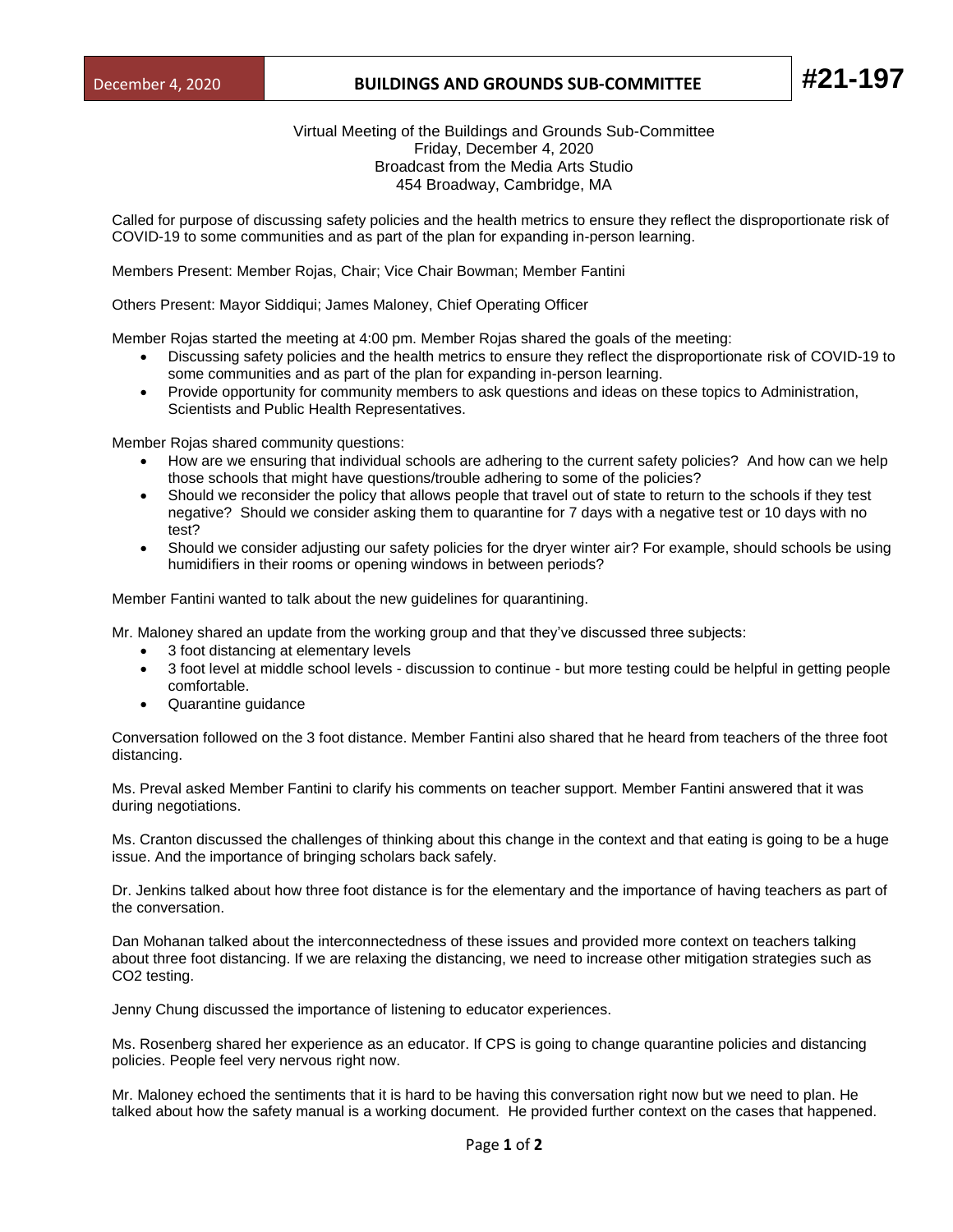December 4, 2020 | **BUILDINGS AND GROUNDS SUB-COMMITTEE** | **#21-197**

Virtual Meeting of the Buildings and Grounds Sub-Committee
Friday, December 4, 2020
Broadcast from the Media Arts Studio
454 Broadway, Cambridge, MA

Called for purpose of discussing safety policies and the health metrics to ensure they reflect the disproportionate risk of COVID-19 to some communities and as part of the plan for expanding in-person learning.

Members Present: Member Rojas, Chair; Vice Chair Bowman; Member Fantini

Others Present: Mayor Siddiqui; James Maloney, Chief Operating Officer

Member Rojas started the meeting at 4:00 pm. Member Rojas shared the goals of the meeting:

- Discussing safety policies and the health metrics to ensure they reflect the disproportionate risk of COVID-19 to some communities and as part of the plan for expanding in-person learning.
- Provide opportunity for community members to ask questions and ideas on these topics to Administration, Scientists and Public Health Representatives.

Member Rojas shared community questions:

- How are we ensuring that individual schools are adhering to the current safety policies? And how can we help those schools that might have questions/trouble adhering to some of the policies?
- Should we reconsider the policy that allows people that travel out of state to return to the schools if they test negative? Should we consider asking them to quarantine for 7 days with a negative test or 10 days with no test?
- Should we consider adjusting our safety policies for the dryer winter air? For example, should schools be using humidifiers in their rooms or opening windows in between periods?

Member Fantini wanted to talk about the new guidelines for quarantining.

Mr. Maloney shared an update from the working group and that they've discussed three subjects:

- 3 foot distancing at elementary levels
- 3 foot level at middle school levels - discussion to continue - but more testing could be helpful in getting people comfortable.
- Quarantine guidance

Conversation followed on the 3 foot distance. Member Fantini also shared that he heard from teachers of the three foot distancing.

Ms. Preval asked Member Fantini to clarify his comments on teacher support. Member Fantini answered that it was during negotiations.

Ms. Cranton discussed the challenges of thinking about this change in the context and that eating is going to be a huge issue. And the importance of bringing scholars back safely.

Dr. Jenkins talked about how three foot distance is for the elementary and the importance of having teachers as part of the conversation.

Dan Mohanan talked about the interconnectedness of these issues and provided more context on teachers talking about three foot distancing. If we are relaxing the distancing, we need to increase other mitigation strategies such as $CO_2$ testing.

Jenny Chung discussed the importance of listening to educator experiences.

Ms. Rosenberg shared her experience as an educator. If CPS is going to change quarantine policies and distancing policies. People feel very nervous right now.

Mr. Maloney echoed the sentiments that it is hard to be having this conversation right now but we need to plan. He talked about how the safety manual is a working document. He provided further context on the cases that happened.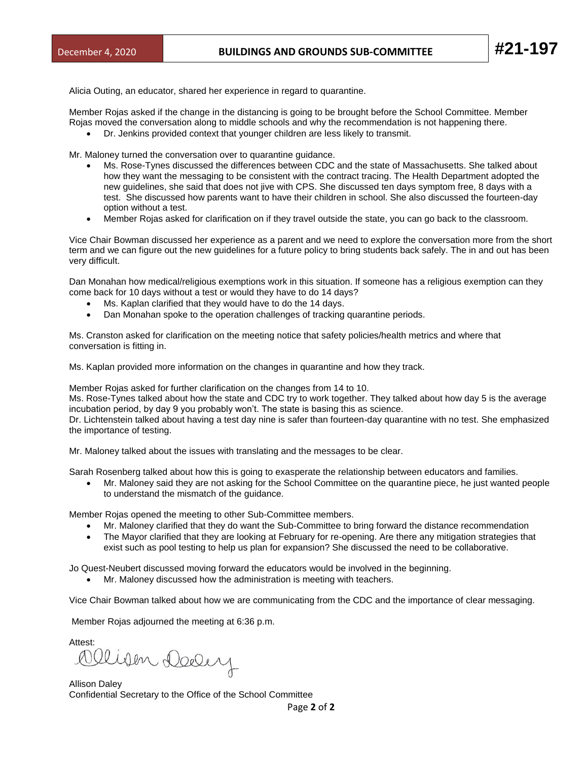Alicia Outing, an educator, shared her experience in regard to quarantine.

Member Rojas asked if the change in the distancing is going to be brought before the School Committee. Member Rojas moved the conversation along to middle schools and why the recommendation is not happening there.

- Dr. Jenkins provided context that younger children are less likely to transmit.

Mr. Maloney turned the conversation over to quarantine guidance.

- Ms. Rose-Tynes discussed the differences between CDC and the state of Massachusetts. She talked about how they want the messaging to be consistent with the contract tracing. The Health Department adopted the new guidelines, she said that does not jive with CPS. She discussed ten days symptom free, 8 days with a test. She discussed how parents want to have their children in school. She also discussed the fourteen-day option without a test.
- Member Rojas asked for clarification on if they travel outside the state, you can go back to the classroom.

Vice Chair Bowman discussed her experience as a parent and we need to explore the conversation more from the short term and we can figure out the new guidelines for a future policy to bring students back safely. The in and out has been very difficult.

Dan Monahan how medical/religious exemptions work in this situation. If someone has a religious exemption can they come back for 10 days without a test or would they have to do 14 days?

- Ms. Kaplan clarified that they would have to do the 14 days.
- Dan Monahan spoke to the operation challenges of tracking quarantine periods.

Ms. Cranston asked for clarification on the meeting notice that safety policies/health metrics and where that conversation is fitting in.

Ms. Kaplan provided more information on the changes in quarantine and how they track.

Member Rojas asked for further clarification on the changes from 14 to 10.
Ms. Rose-Tynes talked about how the state and CDC try to work together. They talked about how day 5 is the average incubation period, by day 9 you probably won't. The state is basing this as science.
Dr. Lichtenstein talked about having a test day nine is safer than fourteen-day quarantine with no test. She emphasized the importance of testing.

Mr. Maloney talked about the issues with translating and the messages to be clear.

Sarah Rosenberg talked about how this is going to exasperate the relationship between educators and families.

- Mr. Maloney said they are not asking for the School Committee on the quarantine piece, he just wanted people to understand the mismatch of the guidance.

Member Rojas opened the meeting to other Sub-Committee members.

- Mr. Maloney clarified that they do want the Sub-Committee to bring forward the distance recommendation
- The Mayor clarified that they are looking at February for re-opening. Are there any mitigation strategies that exist such as pool testing to help us plan for expansion? She discussed the need to be collaborative.

Jo Quest-Neubert discussed moving forward the educators would be involved in the beginning.

- Mr. Maloney discussed how the administration is meeting with teachers.

Vice Chair Bowman talked about how we are communicating from the CDC and the importance of clear messaging.

Member Rojas adjourned the meeting at 6:36 p.m.

Attest:
Allison Daley

Allison Daley
Confidential Secretary to the Office of the School Committee